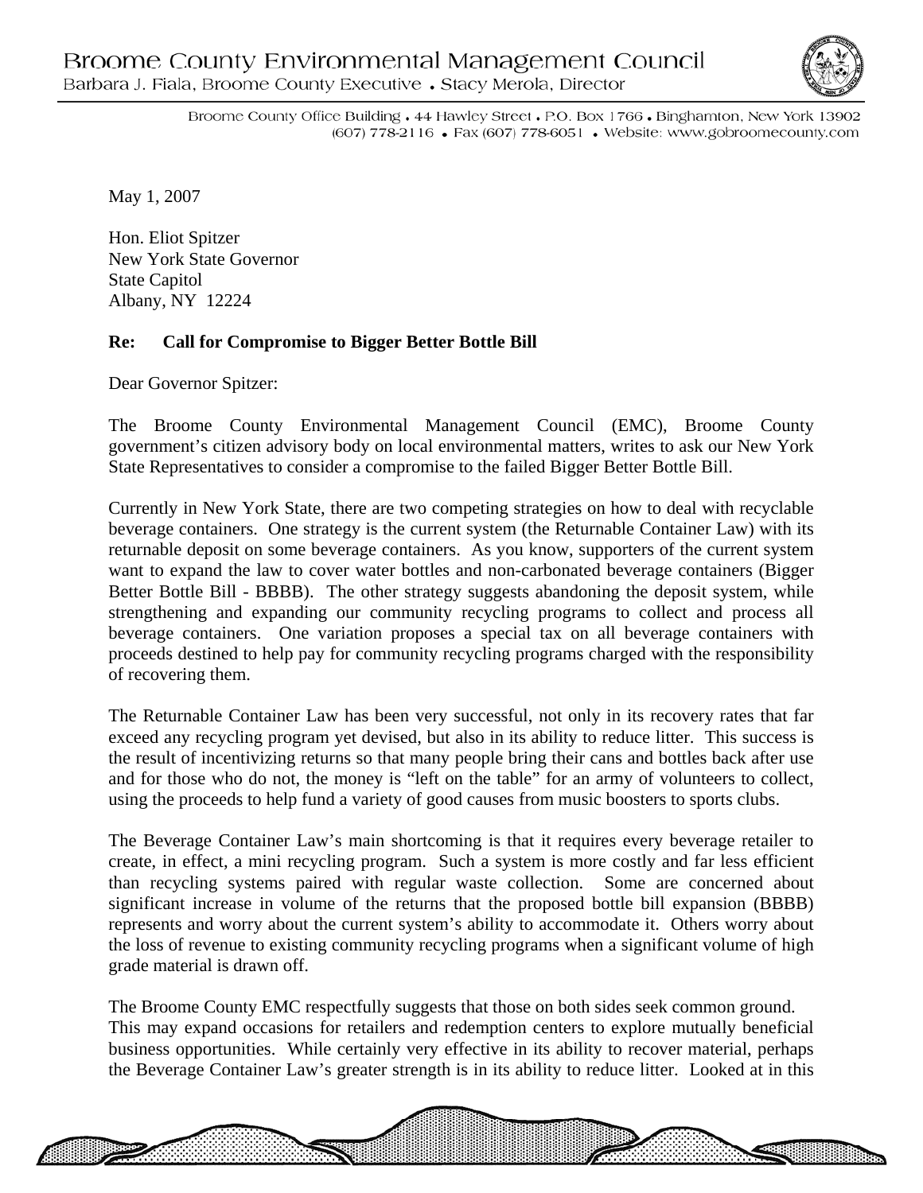# Broome County Environmental Management Council

Barbara J. Fiala, Broome County Executive • Stacy Merola, Director

Broome County Office Building • 44 Hawley Street • P.O. Box 1766 • Binghamton, New York 13902
(607) 778-2116 • Fax (607) 778-6051 • Website: www.gobroomecounty.com

May 1, 2007

Hon. Eliot Spitzer
New York State Governor
State Capitol
Albany, NY 12224

**Re: Call for Compromise to Bigger Better Bottle Bill**

Dear Governor Spitzer:

The Broome County Environmental Management Council (EMC), Broome County government's citizen advisory body on local environmental matters, writes to ask our New York State Representatives to consider a compromise to the failed Bigger Better Bottle Bill.

Currently in New York State, there are two competing strategies on how to deal with recyclable beverage containers. One strategy is the current system (the Returnable Container Law) with its returnable deposit on some beverage containers. As you know, supporters of the current system want to expand the law to cover water bottles and non-carbonated beverage containers (Bigger Better Bottle Bill - BBBB). The other strategy suggests abandoning the deposit system, while strengthening and expanding our community recycling programs to collect and process all beverage containers. One variation proposes a special tax on all beverage containers with proceeds destined to help pay for community recycling programs charged with the responsibility of recovering them.

The Returnable Container Law has been very successful, not only in its recovery rates that far exceed any recycling program yet devised, but also in its ability to reduce litter. This success is the result of incentivizing returns so that many people bring their cans and bottles back after use and for those who do not, the money is "left on the table" for an army of volunteers to collect, using the proceeds to help fund a variety of good causes from music boosters to sports clubs.

The Beverage Container Law's main shortcoming is that it requires every beverage retailer to create, in effect, a mini recycling program. Such a system is more costly and far less efficient than recycling systems paired with regular waste collection. Some are concerned about significant increase in volume of the returns that the proposed bottle bill expansion (BBBB) represents and worry about the current system's ability to accommodate it. Others worry about the loss of revenue to existing community recycling programs when a significant volume of high grade material is drawn off.

The Broome County EMC respectfully suggests that those on both sides seek common ground. This may expand occasions for retailers and redemption centers to explore mutually beneficial business opportunities. While certainly very effective in its ability to recover material, perhaps the Beverage Container Law's greater strength is in its ability to reduce litter. Looked at in this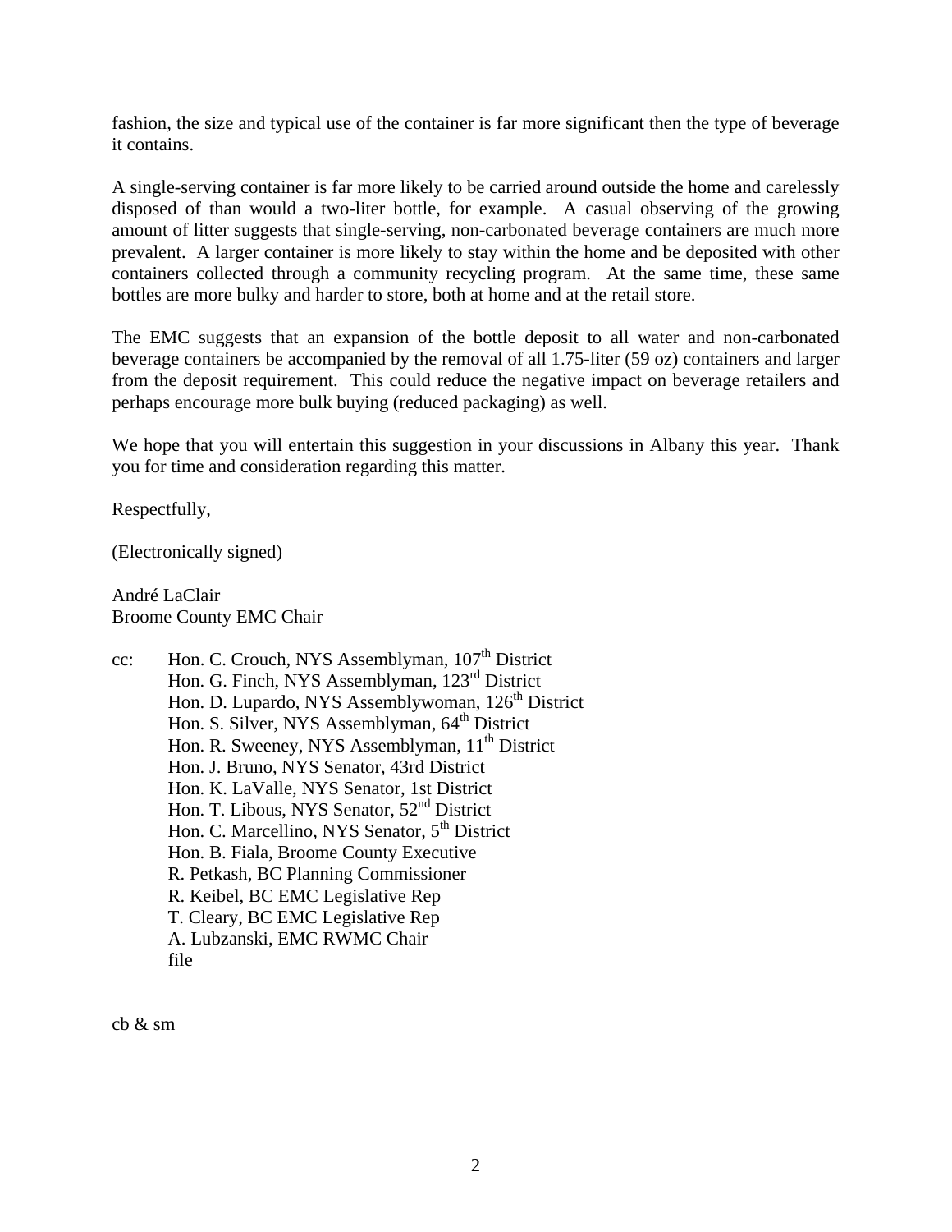fashion, the size and typical use of the container is far more significant then the type of beverage it contains.

A single-serving container is far more likely to be carried around outside the home and carelessly disposed of than would a two-liter bottle, for example. A casual observing of the growing amount of litter suggests that single-serving, non-carbonated beverage containers are much more prevalent. A larger container is more likely to stay within the home and be deposited with other containers collected through a community recycling program. At the same time, these same bottles are more bulky and harder to store, both at home and at the retail store.

The EMC suggests that an expansion of the bottle deposit to all water and non-carbonated beverage containers be accompanied by the removal of all 1.75-liter (59 oz) containers and larger from the deposit requirement. This could reduce the negative impact on beverage retailers and perhaps encourage more bulk buying (reduced packaging) as well.

We hope that you will entertain this suggestion in your discussions in Albany this year. Thank you for time and consideration regarding this matter.

Respectfully,

(Electronically signed)

André LaClair
Broome County EMC Chair

cc: Hon. C. Crouch, NYS Assemblyman, 107th District
Hon. G. Finch, NYS Assemblyman, 123rd District
Hon. D. Lupardo, NYS Assemblywoman, 126th District
Hon. S. Silver, NYS Assemblyman, 64th District
Hon. R. Sweeney, NYS Assemblyman, 11th District
Hon. J. Bruno, NYS Senator, 43rd District
Hon. K. LaValle, NYS Senator, 1st District
Hon. T. Libous, NYS Senator, 52nd District
Hon. C. Marcellino, NYS Senator, 5th District
Hon. B. Fiala, Broome County Executive
R. Petkash, BC Planning Commissioner
R. Keibel, BC EMC Legislative Rep
T. Cleary, BC EMC Legislative Rep
A. Lubzanski, EMC RWMC Chair
file

cb & sm